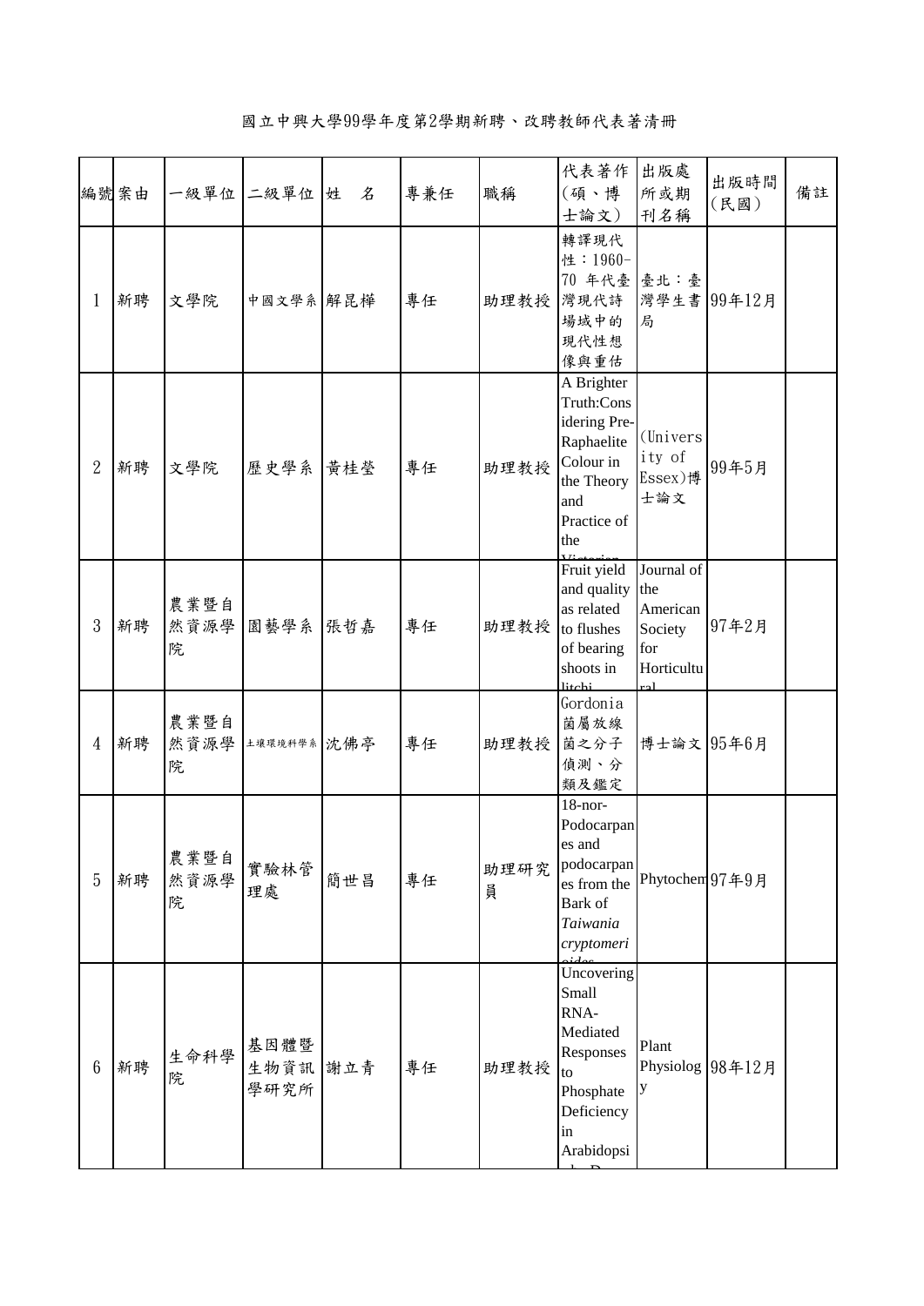# 國立中興大學99學年度第2學期新聘、改聘教師代表著清冊

| 編號 | 案由 | 一級單位 | 二級單位 | 姓　名 | 專兼任 | 職稱 | 代表著作（碩、博士論文） | 出版處所或期刊名稱 | 出版時間（民國） | 備註 |
|---|---|---|---|---|---|---|---|---|---|---|
| 1 | 新聘 | 文學院 | 中國文學系 | 解昆樺 | 專任 | 助理教授 | 轉譯現代性：1960-70 年代臺灣現代詩場域中的現代性想像與重估 | 臺北：臺灣學生書局 | 99年12月 | |
| 2 | 新聘 | 文學院 | 歷史學系 | 黃桂瑩 | 專任 | 助理教授 | A Brighter Truth:Considering Pre-Raphaelite Colour in the Theory and Practice of the Victorian | (University of Essex)博士論文 | 99年5月 | |
| 3 | 新聘 | 農業暨自然資源學院 | 園藝學系 | 張哲嘉 | 專任 | 助理教授 | Fruit yield and quality as related to flushes of bearing shoots in litchi | Journal of the American Society for Horticultural | 97年2月 | |
| 4 | 新聘 | 農業暨自然資源學院 | 土壤環境科學系 | 沈佛亭 | 專任 | 助理教授 | Gordonia 菌屬放線菌之分子偵測、分類及鑑定 | 博士論文 | 95年6月 | |
| 5 | 新聘 | 農業暨自然資源學院 | 實驗林管理處 | 簡世昌 | 專任 | 助理研究員 | 18-nor-Podocarpanes and podocarpanes from the Bark of *Taiwania cryptomerioides* | Phytochem | 97年9月 | |
| 6 | 新聘 | 生命科學院 | 基因體暨生物資訊學研究所 | 謝立青 | 專任 | 助理教授 | Uncovering Small RNA-Mediated Responses to Phosphate Deficiency in Arabidopsis D... | Plant Physiology | 98年12月 | |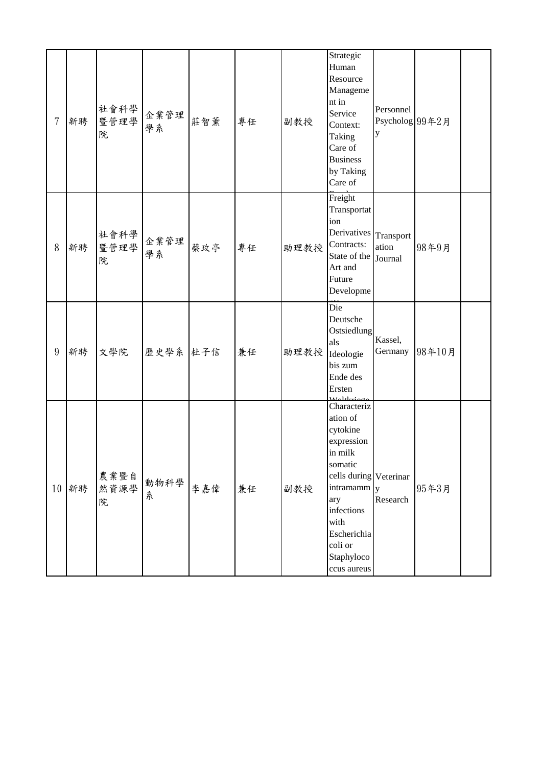| | | | | | | | | | | |
|---|---|---|---|---|---|---|---|---|---|---|
| 7 | 新聘 | 社會科學暨管理學院 | 企業管理學系 | 莊智薰 | 專任 | 副教授 | Strategic Human Resource Management in Service Context: Taking Care of Business by Taking Care of | Personnel Psychology | 99年2月 | |
| 8 | 新聘 | 社會科學暨管理學院 | 企業管理學系 | 蔡玫亭 | 專任 | 助理教授 | Freight Transportation Derivatives Contracts: State of the Art and Future Developme | Transportation Journal | 98年9月 | |
| 9 | 新聘 | 文學院 | 歷史學系 | 杜子信 | 兼任 | 助理教授 | Die Deutsche Ostsiedlung als Ideologie bis zum Ende des Ersten | Kassel, Germany | 98年10月 | |
| 10 | 新聘 | 農業暨自然資源學院 | 動物科學系 | 李嘉偉 | 兼任 | 副教授 | Characterization of cytokine expression in milk somatic cells during intramammary infections with Escherichia coli or Staphylococcus aureus | Veterinary Research | 95年3月 | |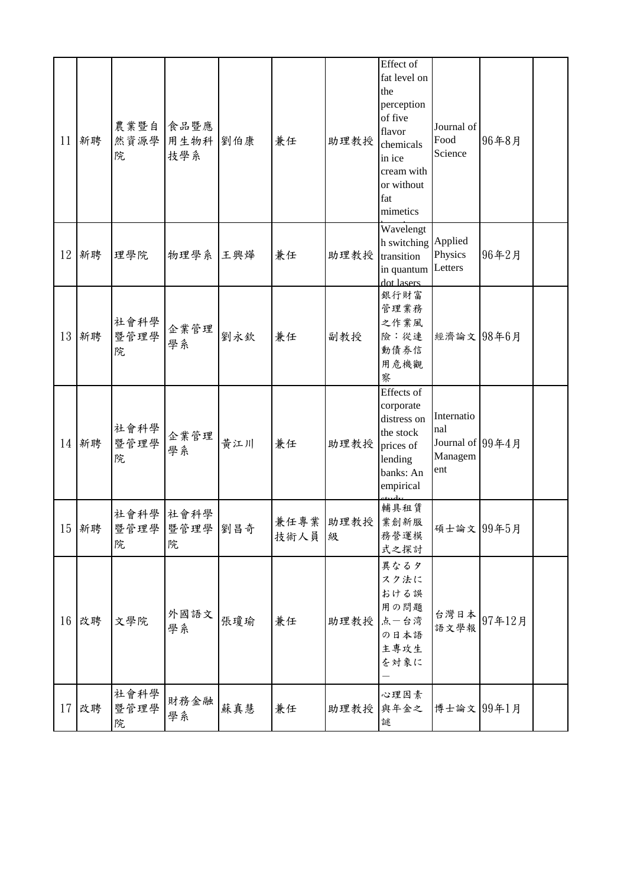| | | | | | | | | | | |
|---|---|---|---|---|---|---|---|---|---|---|
| 11 | 新聘 | 農業暨自然資源學院 | 食品暨應用生物科技學系 | 劉伯康 | 兼任 | 助理教授 | Effect of fat level on the perception of five flavor chemicals in ice cream with or without fat mimetics | Journal of Food Science | 96年8月 | |
| 12 | 新聘 | 理學院 | 物理學系 | 王興燁 | 兼任 | 助理教授 | Wavelength switching transition in quantum dot lasers | Applied Physics Letters | 96年2月 | |
| 13 | 新聘 | 社會科學暨管理學院 | 企業管理學系 | 劉永欽 | 兼任 | 副教授 | 銀行財富管理業務之作業風險：從連動債券信用危機觀察 | 經濟論文 | 98年6月 | |
| 14 | 新聘 | 社會科學暨管理學院 | 企業管理學系 | 黃江川 | 兼任 | 助理教授 | Effects of corporate distress on the stock prices of lending banks: An empirical study | International Journal of Management | 99年4月 | |
| 15 | 新聘 | 社會科學暨管理學院 | 社會科學暨管理學院 | 劉昌奇 | 兼任專業技術人員 | 助理教授級 | 輔具租賃業創新服務營運模式之探討 | 碩士論文 | 99年5月 | |
| 16 | 改聘 | 文學院 | 外國語文學系 | 張瓊瑜 | 兼任 | 助理教授 | 異なるタスク法における誤用の問題点―台湾の日本語主専攻生を対象に― | 台灣日本語文學報 | 97年12月 | |
| 17 | 改聘 | 社會科學暨管理學院 | 財務金融學系 | 蘇真慧 | 兼任 | 助理教授 | 心理因素與年金之謎 | 博士論文 | 99年1月 | |